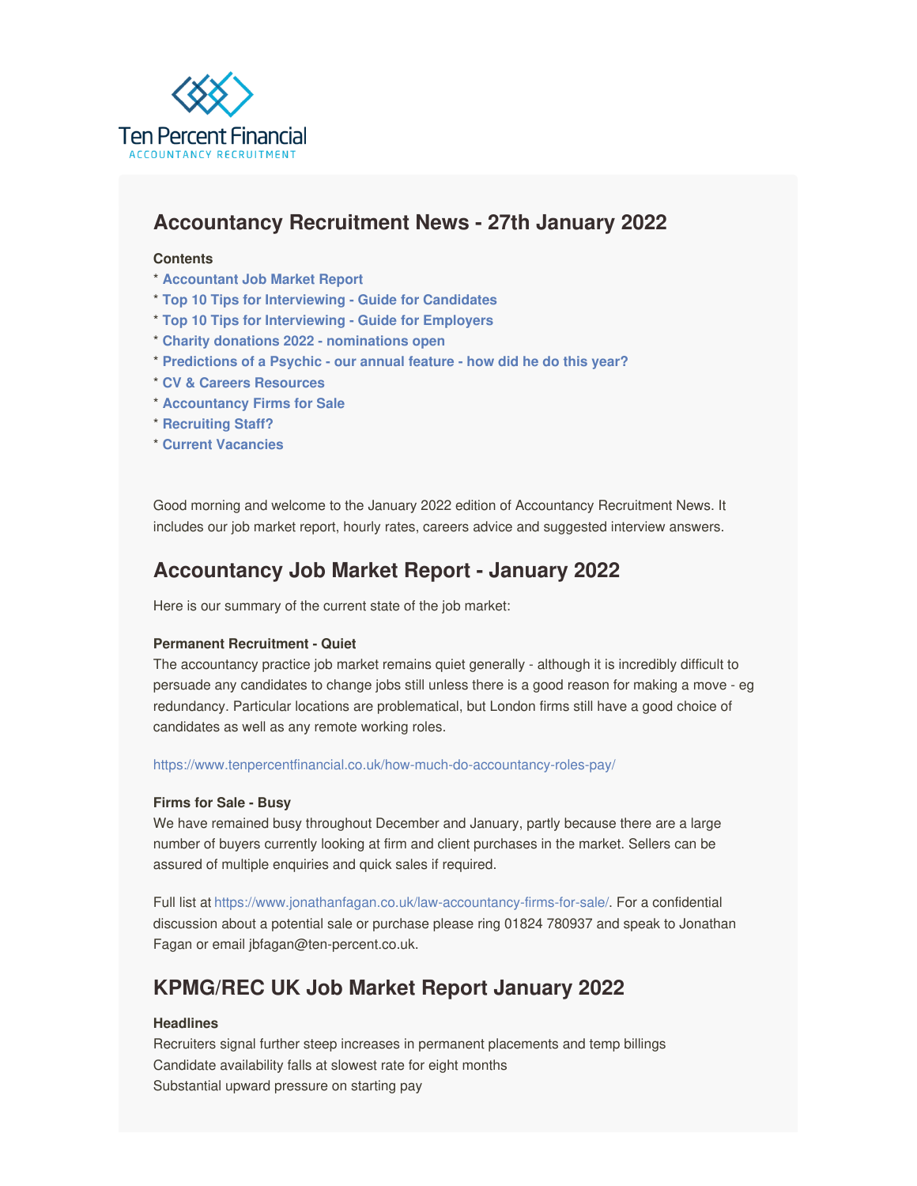Ten Percent Financial
ACCOUNTANCY RECRUITMENT

## Accountancy Recruitment News - 27th January 2022

**Contents**

* **Accountant Job Market Report**
* **Top 10 Tips for Interviewing - Guide for Candidates**
* **Top 10 Tips for Interviewing - Guide for Employers**
* **Charity donations 2022 - nominations open**
* **Predictions of a Psychic - our annual feature - how did he do this year?**
* **CV & Careers Resources**
* **Accountancy Firms for Sale**
* **Recruiting Staff?**
* **Current Vacancies**

Good morning and welcome to the January 2022 edition of Accountancy Recruitment News. It includes our job market report, hourly rates, careers advice and suggested interview answers.

## Accountancy Job Market Report - January 2022

Here is our summary of the current state of the job market:

**Permanent Recruitment - Quiet**
The accountancy practice job market remains quiet generally - although it is incredibly difficult to persuade any candidates to change jobs still unless there is a good reason for making a move - eg redundancy. Particular locations are problematical, but London firms still have a good choice of candidates as well as any remote working roles.

https://www.tenpercentfinancial.co.uk/how-much-do-accountancy-roles-pay/

**Firms for Sale - Busy**
We have remained busy throughout December and January, partly because there are a large number of buyers currently looking at firm and client purchases in the market. Sellers can be assured of multiple enquiries and quick sales if required.

Full list at https://www.jonathanfagan.co.uk/law-accountancy-firms-for-sale/. For a confidential discussion about a potential sale or purchase please ring 01824 780937 and speak to Jonathan Fagan or email jbfagan@ten-percent.co.uk.

## KPMG/REC UK Job Market Report January 2022

**Headlines**
Recruiters signal further steep increases in permanent placements and temp billings
Candidate availability falls at slowest rate for eight months
Substantial upward pressure on starting pay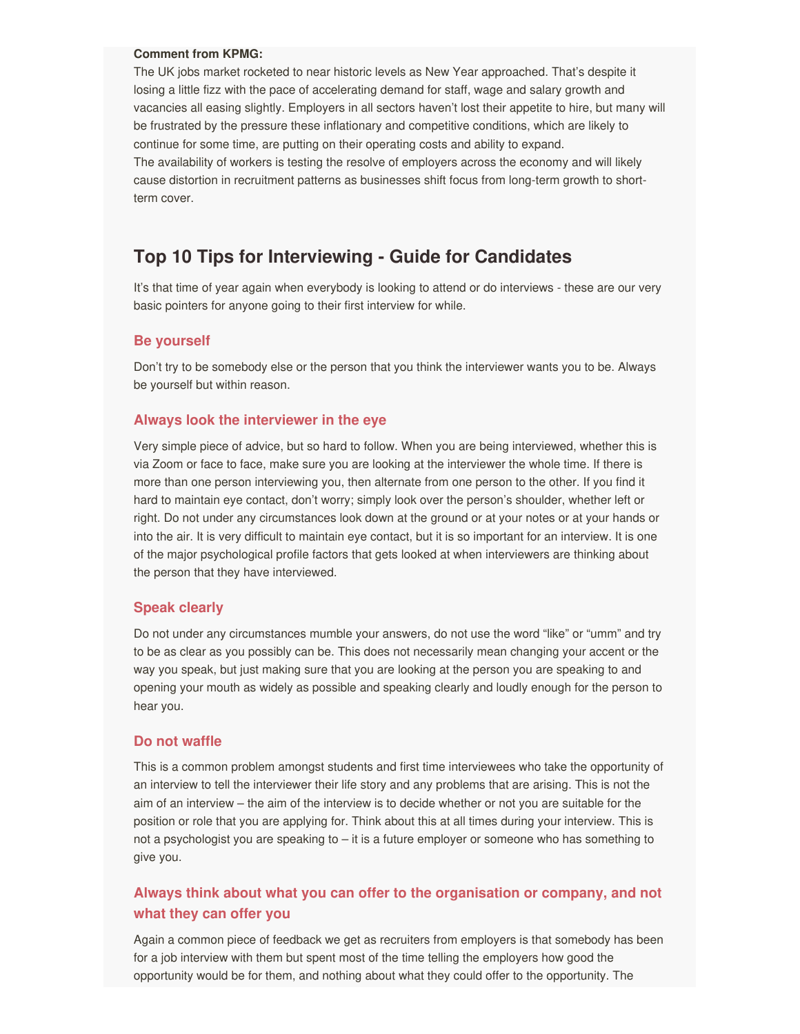**Comment from KPMG:**

The UK jobs market rocketed to near historic levels as New Year approached. That's despite it losing a little fizz with the pace of accelerating demand for staff, wage and salary growth and vacancies all easing slightly. Employers in all sectors haven't lost their appetite to hire, but many will be frustrated by the pressure these inflationary and competitive conditions, which are likely to continue for some time, are putting on their operating costs and ability to expand.

The availability of workers is testing the resolve of employers across the economy and will likely cause distortion in recruitment patterns as businesses shift focus from long-term growth to short-term cover.

## Top 10 Tips for Interviewing - Guide for Candidates

It's that time of year again when everybody is looking to attend or do interviews - these are our very basic pointers for anyone going to their first interview for while.

### Be yourself

Don't try to be somebody else or the person that you think the interviewer wants you to be. Always be yourself but within reason.

### Always look the interviewer in the eye

Very simple piece of advice, but so hard to follow. When you are being interviewed, whether this is via Zoom or face to face, make sure you are looking at the interviewer the whole time. If there is more than one person interviewing you, then alternate from one person to the other. If you find it hard to maintain eye contact, don't worry; simply look over the person's shoulder, whether left or right. Do not under any circumstances look down at the ground or at your notes or at your hands or into the air. It is very difficult to maintain eye contact, but it is so important for an interview. It is one of the major psychological profile factors that gets looked at when interviewers are thinking about the person that they have interviewed.

### Speak clearly

Do not under any circumstances mumble your answers, do not use the word "like" or "umm" and try to be as clear as you possibly can be. This does not necessarily mean changing your accent or the way you speak, but just making sure that you are looking at the person you are speaking to and opening your mouth as widely as possible and speaking clearly and loudly enough for the person to hear you.

### Do not waffle

This is a common problem amongst students and first time interviewees who take the opportunity of an interview to tell the interviewer their life story and any problems that are arising. This is not the aim of an interview – the aim of the interview is to decide whether or not you are suitable for the position or role that you are applying for. Think about this at all times during your interview. This is not a psychologist you are speaking to – it is a future employer or someone who has something to give you.

### Always think about what you can offer to the organisation or company, and not what they can offer you

Again a common piece of feedback we get as recruiters from employers is that somebody has been for a job interview with them but spent most of the time telling the employers how good the opportunity would be for them, and nothing about what they could offer to the opportunity. The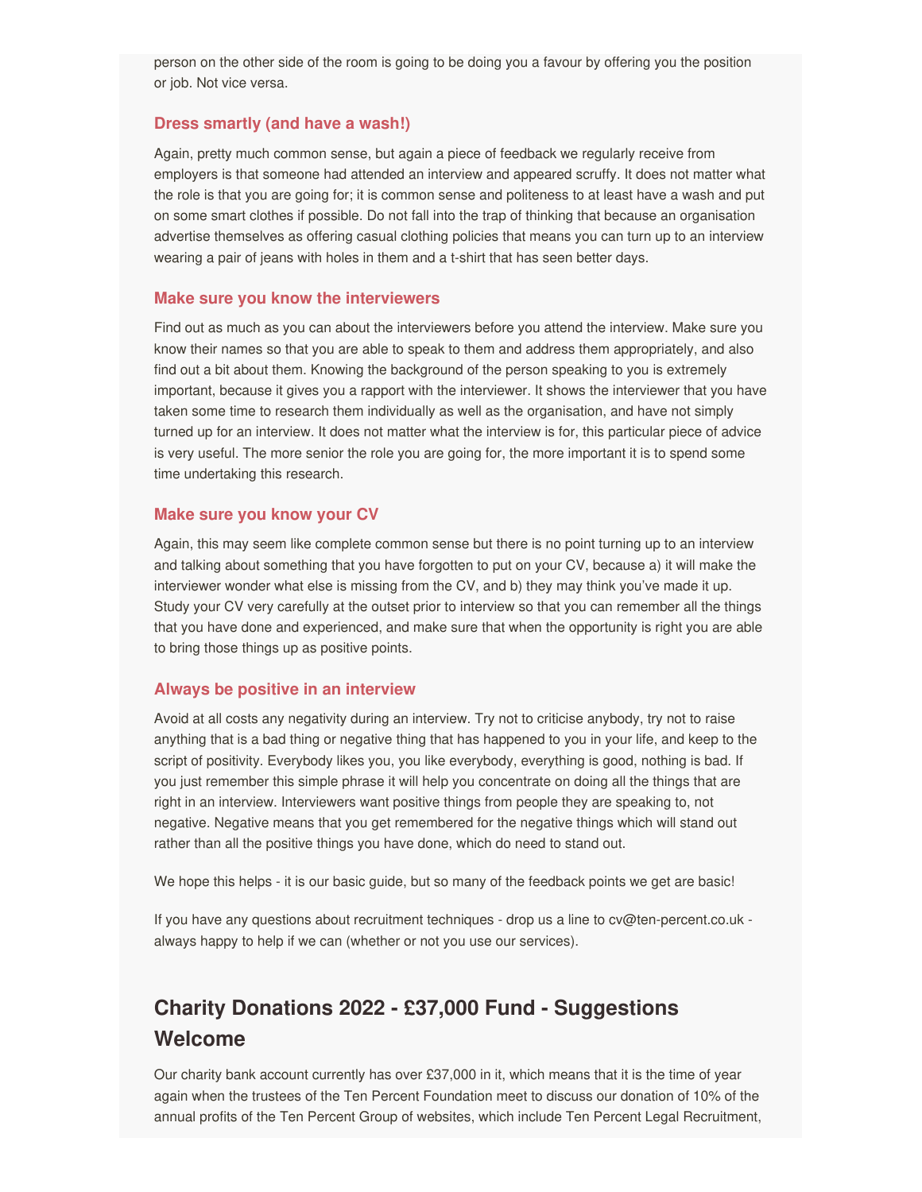person on the other side of the room is going to be doing you a favour by offering you the position or job. Not vice versa.

### Dress smartly (and have a wash!)

Again, pretty much common sense, but again a piece of feedback we regularly receive from employers is that someone had attended an interview and appeared scruffy. It does not matter what the role is that you are going for; it is common sense and politeness to at least have a wash and put on some smart clothes if possible. Do not fall into the trap of thinking that because an organisation advertise themselves as offering casual clothing policies that means you can turn up to an interview wearing a pair of jeans with holes in them and a t-shirt that has seen better days.

### Make sure you know the interviewers

Find out as much as you can about the interviewers before you attend the interview. Make sure you know their names so that you are able to speak to them and address them appropriately, and also find out a bit about them. Knowing the background of the person speaking to you is extremely important, because it gives you a rapport with the interviewer. It shows the interviewer that you have taken some time to research them individually as well as the organisation, and have not simply turned up for an interview. It does not matter what the interview is for, this particular piece of advice is very useful. The more senior the role you are going for, the more important it is to spend some time undertaking this research.

### Make sure you know your CV

Again, this may seem like complete common sense but there is no point turning up to an interview and talking about something that you have forgotten to put on your CV, because a) it will make the interviewer wonder what else is missing from the CV, and b) they may think you've made it up. Study your CV very carefully at the outset prior to interview so that you can remember all the things that you have done and experienced, and make sure that when the opportunity is right you are able to bring those things up as positive points.

### Always be positive in an interview

Avoid at all costs any negativity during an interview. Try not to criticise anybody, try not to raise anything that is a bad thing or negative thing that has happened to you in your life, and keep to the script of positivity. Everybody likes you, you like everybody, everything is good, nothing is bad. If you just remember this simple phrase it will help you concentrate on doing all the things that are right in an interview. Interviewers want positive things from people they are speaking to, not negative. Negative means that you get remembered for the negative things which will stand out rather than all the positive things you have done, which do need to stand out.

We hope this helps - it is our basic guide, but so many of the feedback points we get are basic!

If you have any questions about recruitment techniques - drop us a line to cv@ten-percent.co.uk - always happy to help if we can (whether or not you use our services).

## Charity Donations 2022 - £37,000 Fund - Suggestions Welcome

Our charity bank account currently has over £37,000 in it, which means that it is the time of year again when the trustees of the Ten Percent Foundation meet to discuss our donation of 10% of the annual profits of the Ten Percent Group of websites, which include Ten Percent Legal Recruitment,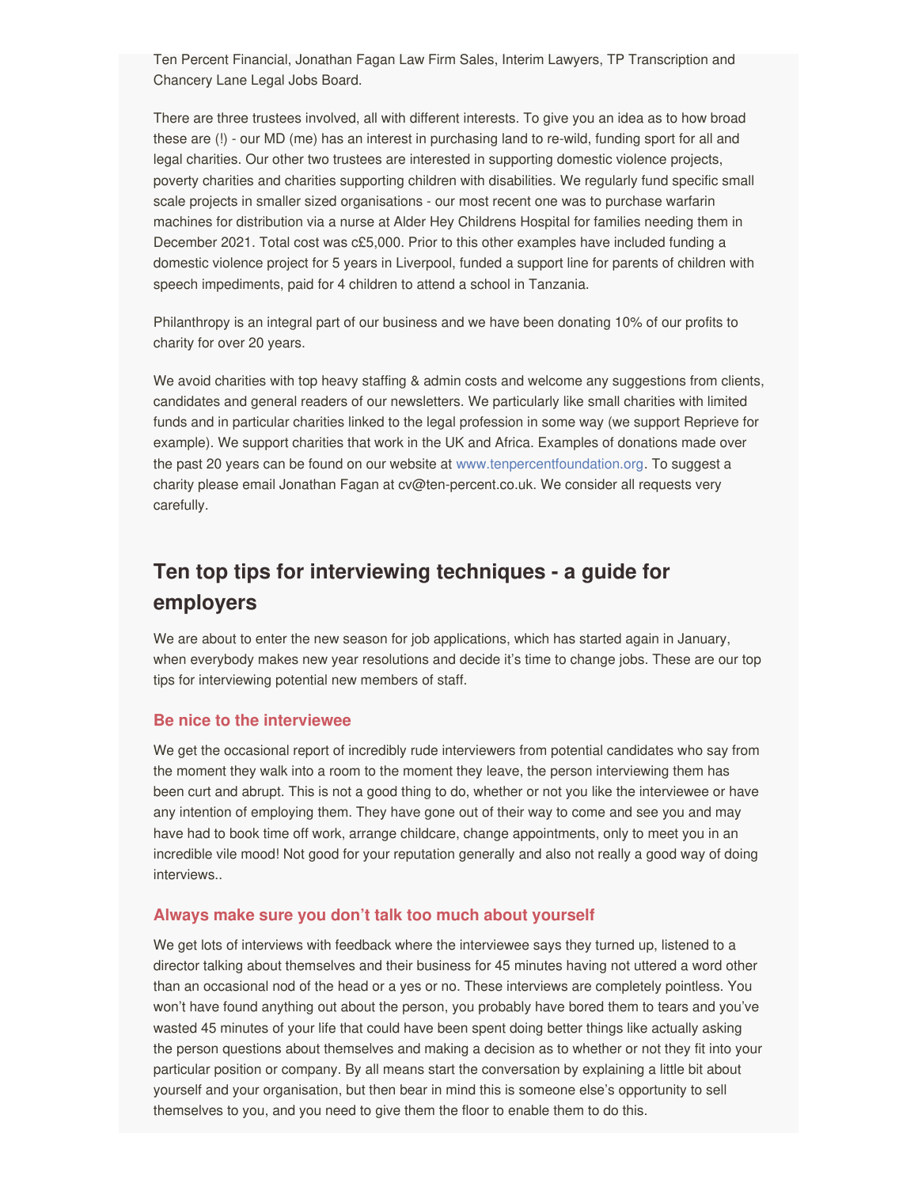Ten Percent Financial, Jonathan Fagan Law Firm Sales, Interim Lawyers, TP Transcription and Chancery Lane Legal Jobs Board.

There are three trustees involved, all with different interests. To give you an idea as to how broad these are (!) - our MD (me) has an interest in purchasing land to re-wild, funding sport for all and legal charities. Our other two trustees are interested in supporting domestic violence projects, poverty charities and charities supporting children with disabilities. We regularly fund specific small scale projects in smaller sized organisations - our most recent one was to purchase warfarin machines for distribution via a nurse at Alder Hey Childrens Hospital for families needing them in December 2021. Total cost was c£5,000. Prior to this other examples have included funding a domestic violence project for 5 years in Liverpool, funded a support line for parents of children with speech impediments, paid for 4 children to attend a school in Tanzania.

Philanthropy is an integral part of our business and we have been donating 10% of our profits to charity for over 20 years.

We avoid charities with top heavy staffing & admin costs and welcome any suggestions from clients, candidates and general readers of our newsletters. We particularly like small charities with limited funds and in particular charities linked to the legal profession in some way (we support Reprieve for example). We support charities that work in the UK and Africa. Examples of donations made over the past 20 years can be found on our website at www.tenpercentfoundation.org. To suggest a charity please email Jonathan Fagan at cv@ten-percent.co.uk. We consider all requests very carefully.

## Ten top tips for interviewing techniques - a guide for employers

We are about to enter the new season for job applications, which has started again in January, when everybody makes new year resolutions and decide it's time to change jobs. These are our top tips for interviewing potential new members of staff.

### Be nice to the interviewee

We get the occasional report of incredibly rude interviewers from potential candidates who say from the moment they walk into a room to the moment they leave, the person interviewing them has been curt and abrupt. This is not a good thing to do, whether or not you like the interviewee or have any intention of employing them. They have gone out of their way to come and see you and may have had to book time off work, arrange childcare, change appointments, only to meet you in an incredible vile mood! Not good for your reputation generally and also not really a good way of doing interviews..

### Always make sure you don't talk too much about yourself

We get lots of interviews with feedback where the interviewee says they turned up, listened to a director talking about themselves and their business for 45 minutes having not uttered a word other than an occasional nod of the head or a yes or no. These interviews are completely pointless. You won't have found anything out about the person, you probably have bored them to tears and you've wasted 45 minutes of your life that could have been spent doing better things like actually asking the person questions about themselves and making a decision as to whether or not they fit into your particular position or company. By all means start the conversation by explaining a little bit about yourself and your organisation, but then bear in mind this is someone else's opportunity to sell themselves to you, and you need to give them the floor to enable them to do this.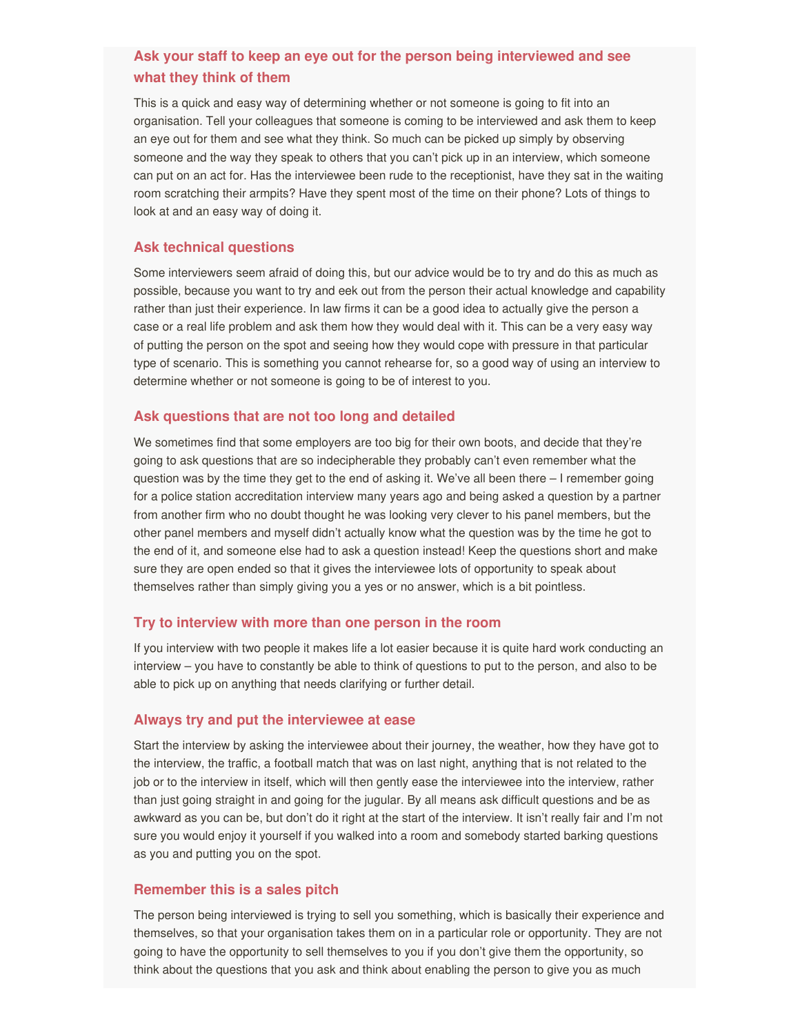### Ask your staff to keep an eye out for the person being interviewed and see what they think of them

This is a quick and easy way of determining whether or not someone is going to fit into an organisation. Tell your colleagues that someone is coming to be interviewed and ask them to keep an eye out for them and see what they think. So much can be picked up simply by observing someone and the way they speak to others that you can't pick up in an interview, which someone can put on an act for. Has the interviewee been rude to the receptionist, have they sat in the waiting room scratching their armpits? Have they spent most of the time on their phone? Lots of things to look at and an easy way of doing it.

### Ask technical questions

Some interviewers seem afraid of doing this, but our advice would be to try and do this as much as possible, because you want to try and eek out from the person their actual knowledge and capability rather than just their experience. In law firms it can be a good idea to actually give the person a case or a real life problem and ask them how they would deal with it. This can be a very easy way of putting the person on the spot and seeing how they would cope with pressure in that particular type of scenario. This is something you cannot rehearse for, so a good way of using an interview to determine whether or not someone is going to be of interest to you.

### Ask questions that are not too long and detailed

We sometimes find that some employers are too big for their own boots, and decide that they're going to ask questions that are so indecipherable they probably can't even remember what the question was by the time they get to the end of asking it. We've all been there – I remember going for a police station accreditation interview many years ago and being asked a question by a partner from another firm who no doubt thought he was looking very clever to his panel members, but the other panel members and myself didn't actually know what the question was by the time he got to the end of it, and someone else had to ask a question instead! Keep the questions short and make sure they are open ended so that it gives the interviewee lots of opportunity to speak about themselves rather than simply giving you a yes or no answer, which is a bit pointless.

### Try to interview with more than one person in the room

If you interview with two people it makes life a lot easier because it is quite hard work conducting an interview – you have to constantly be able to think of questions to put to the person, and also to be able to pick up on anything that needs clarifying or further detail.

### Always try and put the interviewee at ease

Start the interview by asking the interviewee about their journey, the weather, how they have got to the interview, the traffic, a football match that was on last night, anything that is not related to the job or to the interview in itself, which will then gently ease the interviewee into the interview, rather than just going straight in and going for the jugular. By all means ask difficult questions and be as awkward as you can be, but don't do it right at the start of the interview. It isn't really fair and I'm not sure you would enjoy it yourself if you walked into a room and somebody started barking questions as you and putting you on the spot.

### Remember this is a sales pitch

The person being interviewed is trying to sell you something, which is basically their experience and themselves, so that your organisation takes them on in a particular role or opportunity. They are not going to have the opportunity to sell themselves to you if you don't give them the opportunity, so think about the questions that you ask and think about enabling the person to give you as much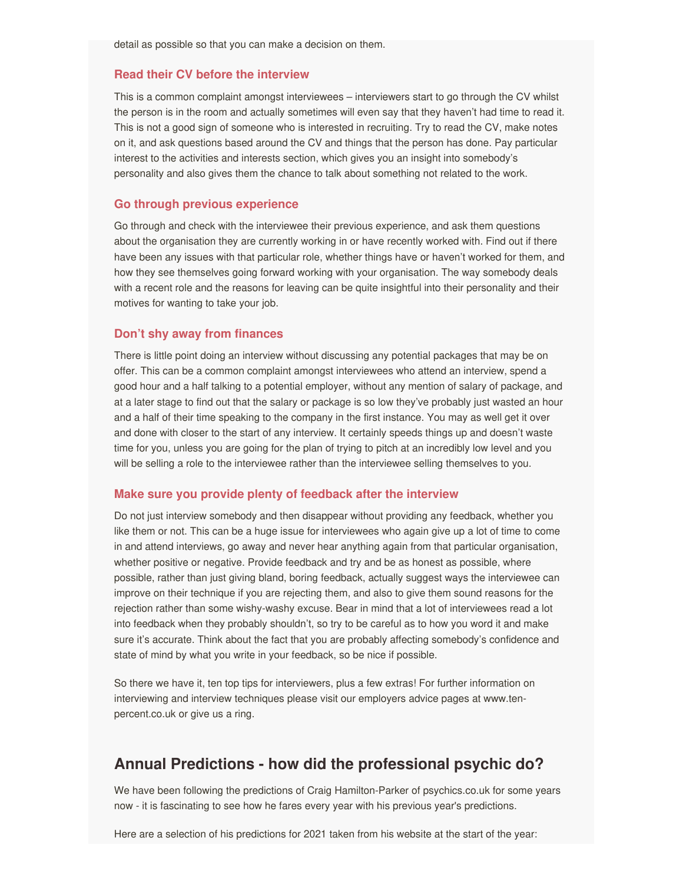detail as possible so that you can make a decision on them.

### Read their CV before the interview

This is a common complaint amongst interviewees – interviewers start to go through the CV whilst the person is in the room and actually sometimes will even say that they haven't had time to read it. This is not a good sign of someone who is interested in recruiting. Try to read the CV, make notes on it, and ask questions based around the CV and things that the person has done. Pay particular interest to the activities and interests section, which gives you an insight into somebody's personality and also gives them the chance to talk about something not related to the work.

### Go through previous experience

Go through and check with the interviewee their previous experience, and ask them questions about the organisation they are currently working in or have recently worked with. Find out if there have been any issues with that particular role, whether things have or haven't worked for them, and how they see themselves going forward working with your organisation. The way somebody deals with a recent role and the reasons for leaving can be quite insightful into their personality and their motives for wanting to take your job.

### Don't shy away from finances

There is little point doing an interview without discussing any potential packages that may be on offer. This can be a common complaint amongst interviewees who attend an interview, spend a good hour and a half talking to a potential employer, without any mention of salary of package, and at a later stage to find out that the salary or package is so low they've probably just wasted an hour and a half of their time speaking to the company in the first instance. You may as well get it over and done with closer to the start of any interview. It certainly speeds things up and doesn't waste time for you, unless you are going for the plan of trying to pitch at an incredibly low level and you will be selling a role to the interviewee rather than the interviewee selling themselves to you.

### Make sure you provide plenty of feedback after the interview

Do not just interview somebody and then disappear without providing any feedback, whether you like them or not. This can be a huge issue for interviewees who again give up a lot of time to come in and attend interviews, go away and never hear anything again from that particular organisation, whether positive or negative. Provide feedback and try and be as honest as possible, where possible, rather than just giving bland, boring feedback, actually suggest ways the interviewee can improve on their technique if you are rejecting them, and also to give them sound reasons for the rejection rather than some wishy-washy excuse. Bear in mind that a lot of interviewees read a lot into feedback when they probably shouldn't, so try to be careful as to how you word it and make sure it's accurate. Think about the fact that you are probably affecting somebody's confidence and state of mind by what you write in your feedback, so be nice if possible.

So there we have it, ten top tips for interviewers, plus a few extras! For further information on interviewing and interview techniques please visit our employers advice pages at www.ten-percent.co.uk or give us a ring.

## Annual Predictions - how did the professional psychic do?

We have been following the predictions of Craig Hamilton-Parker of psychics.co.uk for some years now - it is fascinating to see how he fares every year with his previous year's predictions.

Here are a selection of his predictions for 2021 taken from his website at the start of the year: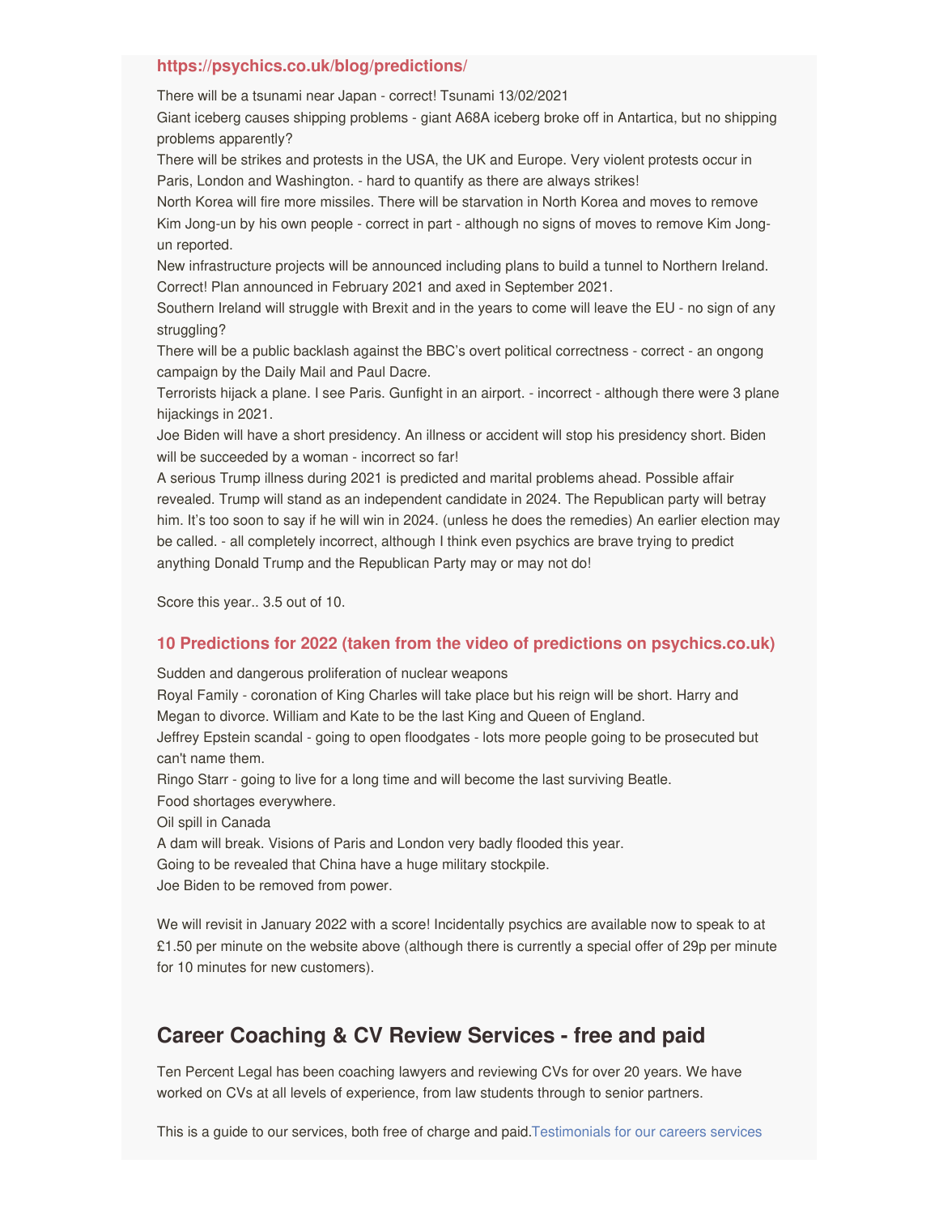**https://psychics.co.uk/blog/predictions/**

There will be a tsunami near Japan - correct! Tsunami 13/02/2021

Giant iceberg causes shipping problems - giant A68A iceberg broke off in Antartica, but no shipping problems apparently?

There will be strikes and protests in the USA, the UK and Europe. Very violent protests occur in Paris, London and Washington. - hard to quantify as there are always strikes!

North Korea will fire more missiles. There will be starvation in North Korea and moves to remove Kim Jong-un by his own people - correct in part - although no signs of moves to remove Kim Jong-un reported.

New infrastructure projects will be announced including plans to build a tunnel to Northern Ireland. Correct! Plan announced in February 2021 and axed in September 2021.

Southern Ireland will struggle with Brexit and in the years to come will leave the EU - no sign of any struggling?

There will be a public backlash against the BBC's overt political correctness - correct - an ongong campaign by the Daily Mail and Paul Dacre.

Terrorists hijack a plane. I see Paris. Gunfight in an airport. - incorrect - although there were 3 plane hijackings in 2021.

Joe Biden will have a short presidency. An illness or accident will stop his presidency short. Biden will be succeeded by a woman - incorrect so far!

A serious Trump illness during 2021 is predicted and marital problems ahead. Possible affair revealed. Trump will stand as an independent candidate in 2024. The Republican party will betray him. It's too soon to say if he will win in 2024. (unless he does the remedies) An earlier election may be called. - all completely incorrect, although I think even psychics are brave trying to predict anything Donald Trump and the Republican Party may or may not do!

Score this year.. 3.5 out of 10.

### 10 Predictions for 2022 (taken from the video of predictions on psychics.co.uk)

Sudden and dangerous proliferation of nuclear weapons

Royal Family - coronation of King Charles will take place but his reign will be short. Harry and Megan to divorce. William and Kate to be the last King and Queen of England.

Jeffrey Epstein scandal - going to open floodgates - lots more people going to be prosecuted but can't name them.

Ringo Starr - going to live for a long time and will become the last surviving Beatle.

Food shortages everywhere.

Oil spill in Canada

A dam will break. Visions of Paris and London very badly flooded this year.

Going to be revealed that China have a huge military stockpile.

Joe Biden to be removed from power.

We will revisit in January 2022 with a score! Incidentally psychics are available now to speak to at £1.50 per minute on the website above (although there is currently a special offer of 29p per minute for 10 minutes for new customers).

## Career Coaching & CV Review Services - free and paid

Ten Percent Legal has been coaching lawyers and reviewing CVs for over 20 years. We have worked on CVs at all levels of experience, from law students through to senior partners.

This is a guide to our services, both free of charge and paid.Testimonials for our careers services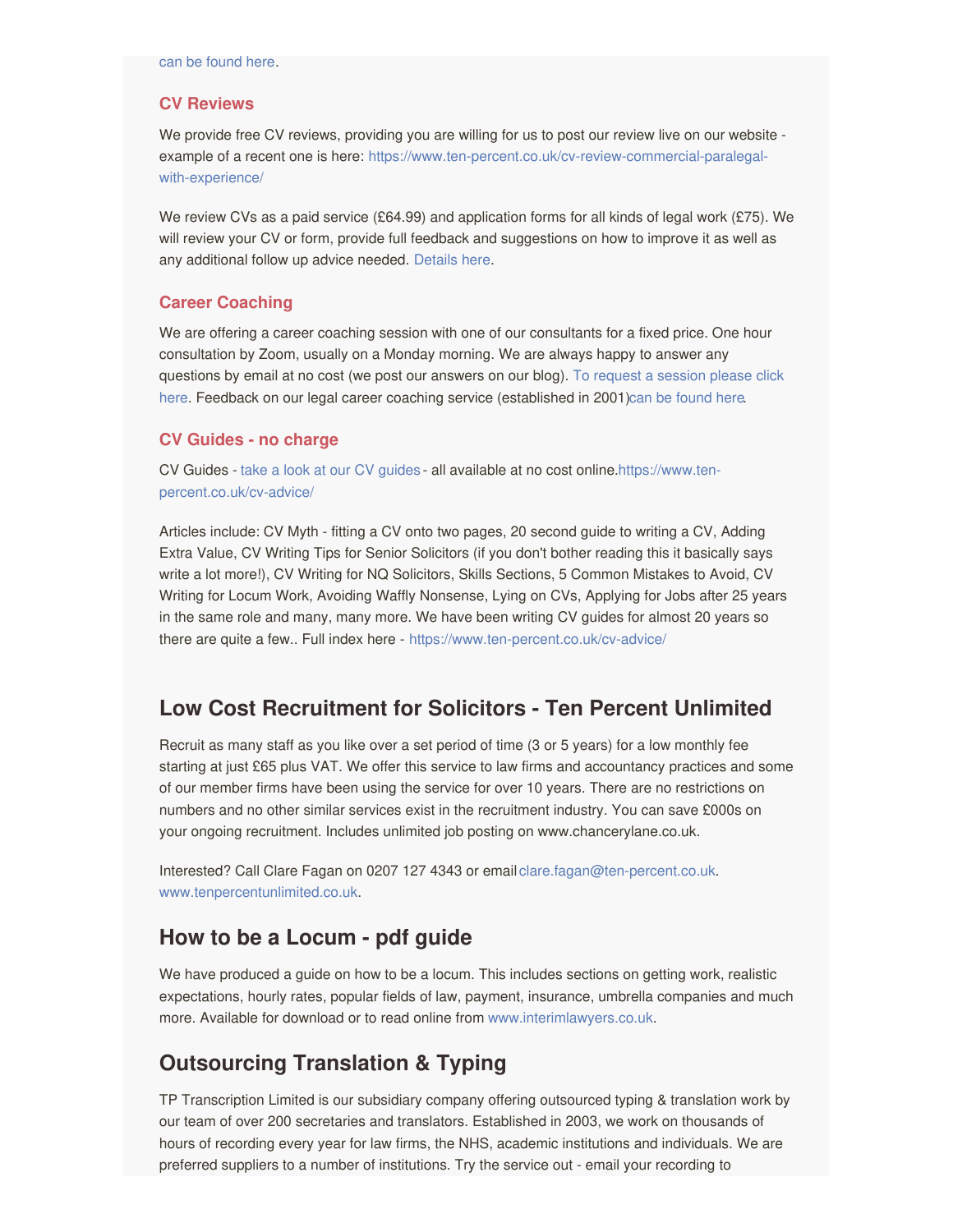can be found here.

### CV Reviews

We provide free CV reviews, providing you are willing for us to post our review live on our website - example of a recent one is here: https://www.ten-percent.co.uk/cv-review-commercial-paralegal-with-experience/

We review CVs as a paid service (£64.99) and application forms for all kinds of legal work (£75). We will review your CV or form, provide full feedback and suggestions on how to improve it as well as any additional follow up advice needed. Details here.

### Career Coaching

We are offering a career coaching session with one of our consultants for a fixed price. One hour consultation by Zoom, usually on a Monday morning. We are always happy to answer any questions by email at no cost (we post our answers on our blog). To request a session please click here. Feedback on our legal career coaching service (established in 2001)can be found here.

### CV Guides - no charge

CV Guides - take a look at our CV guides - all available at no cost online.https://www.ten-percent.co.uk/cv-advice/

Articles include: CV Myth - fitting a CV onto two pages, 20 second guide to writing a CV, Adding Extra Value, CV Writing Tips for Senior Solicitors (if you don't bother reading this it basically says write a lot more!), CV Writing for NQ Solicitors, Skills Sections, 5 Common Mistakes to Avoid, CV Writing for Locum Work, Avoiding Waffly Nonsense, Lying on CVs, Applying for Jobs after 25 years in the same role and many, many more. We have been writing CV guides for almost 20 years so there are quite a few.. Full index here - https://www.ten-percent.co.uk/cv-advice/

## Low Cost Recruitment for Solicitors - Ten Percent Unlimited

Recruit as many staff as you like over a set period of time (3 or 5 years) for a low monthly fee starting at just £65 plus VAT. We offer this service to law firms and accountancy practices and some of our member firms have been using the service for over 10 years. There are no restrictions on numbers and no other similar services exist in the recruitment industry. You can save £000s on your ongoing recruitment. Includes unlimited job posting on www.chancerylane.co.uk.

Interested? Call Clare Fagan on 0207 127 4343 or email clare.fagan@ten-percent.co.uk. www.tenpercentunlimited.co.uk.

## How to be a Locum - pdf guide

We have produced a guide on how to be a locum. This includes sections on getting work, realistic expectations, hourly rates, popular fields of law, payment, insurance, umbrella companies and much more. Available for download or to read online from www.interimlawyers.co.uk.

## Outsourcing Translation & Typing

TP Transcription Limited is our subsidiary company offering outsourced typing & translation work by our team of over 200 secretaries and translators. Established in 2003, we work on thousands of hours of recording every year for law firms, the NHS, academic institutions and individuals. We are preferred suppliers to a number of institutions. Try the service out - email your recording to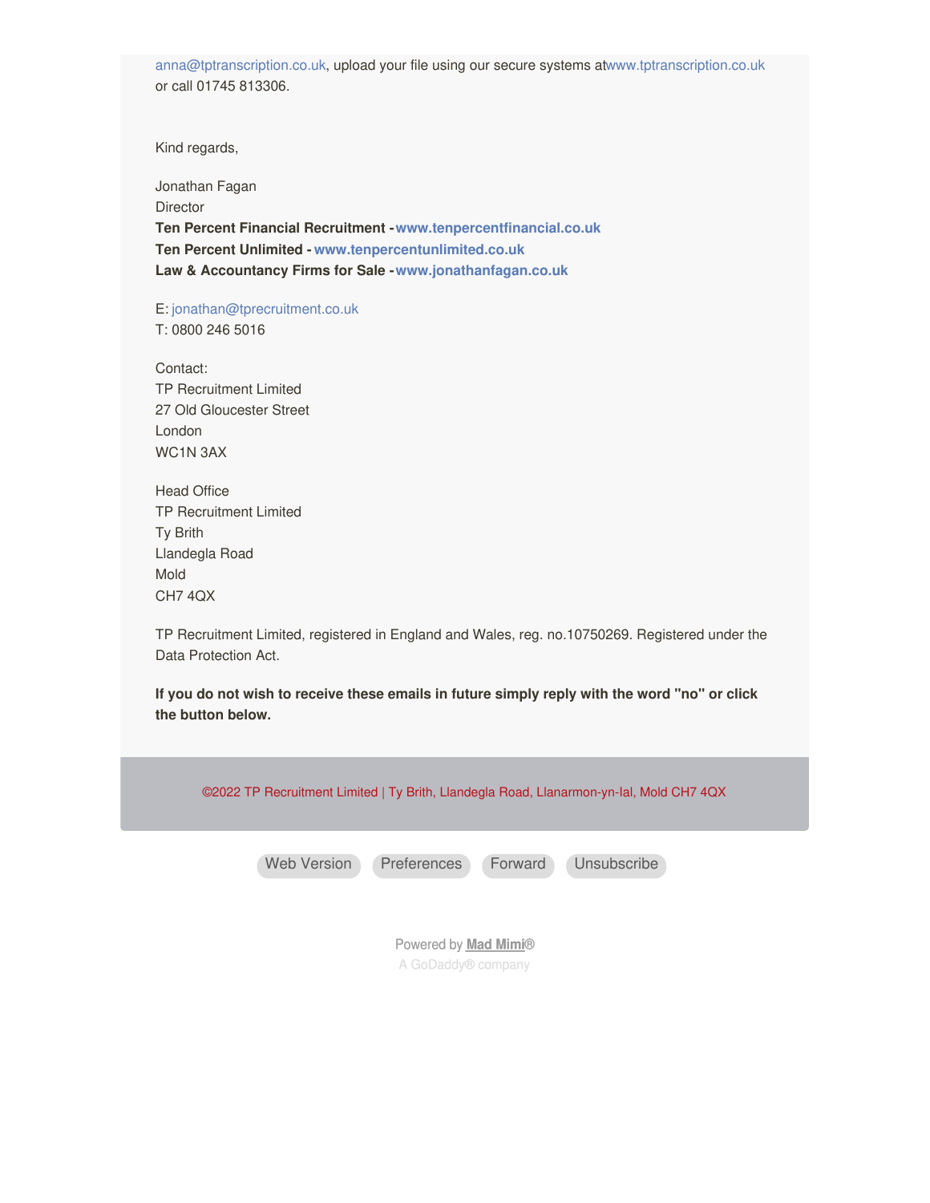anna@tptranscription.co.uk, upload your file using our secure systems atwww.tptranscription.co.uk or call 01745 813306.

Kind regards,

Jonathan Fagan
Director
**Ten Percent Financial Recruitment - www.tenpercentfinancial.co.uk**
**Ten Percent Unlimited - www.tenpercentunlimited.co.uk**
**Law & Accountancy Firms for Sale - www.jonathanfagan.co.uk**

E: jonathan@tprecruitment.co.uk
T: 0800 246 5016

Contact:
TP Recruitment Limited
27 Old Gloucester Street
London
WC1N 3AX

Head Office
TP Recruitment Limited
Ty Brith
Llandegla Road
Mold
CH7 4QX

TP Recruitment Limited, registered in England and Wales, reg. no.10750269. Registered under the Data Protection Act.

**If you do not wish to receive these emails in future simply reply with the word "no" or click the button below.**

©2022 TP Recruitment Limited | Ty Brith, Llandegla Road, Llanarmon-yn-Ial, Mold CH7 4QX

Web Version Preferences Forward Unsubscribe

Powered by **Mad Mimi**®
A GoDaddy® company